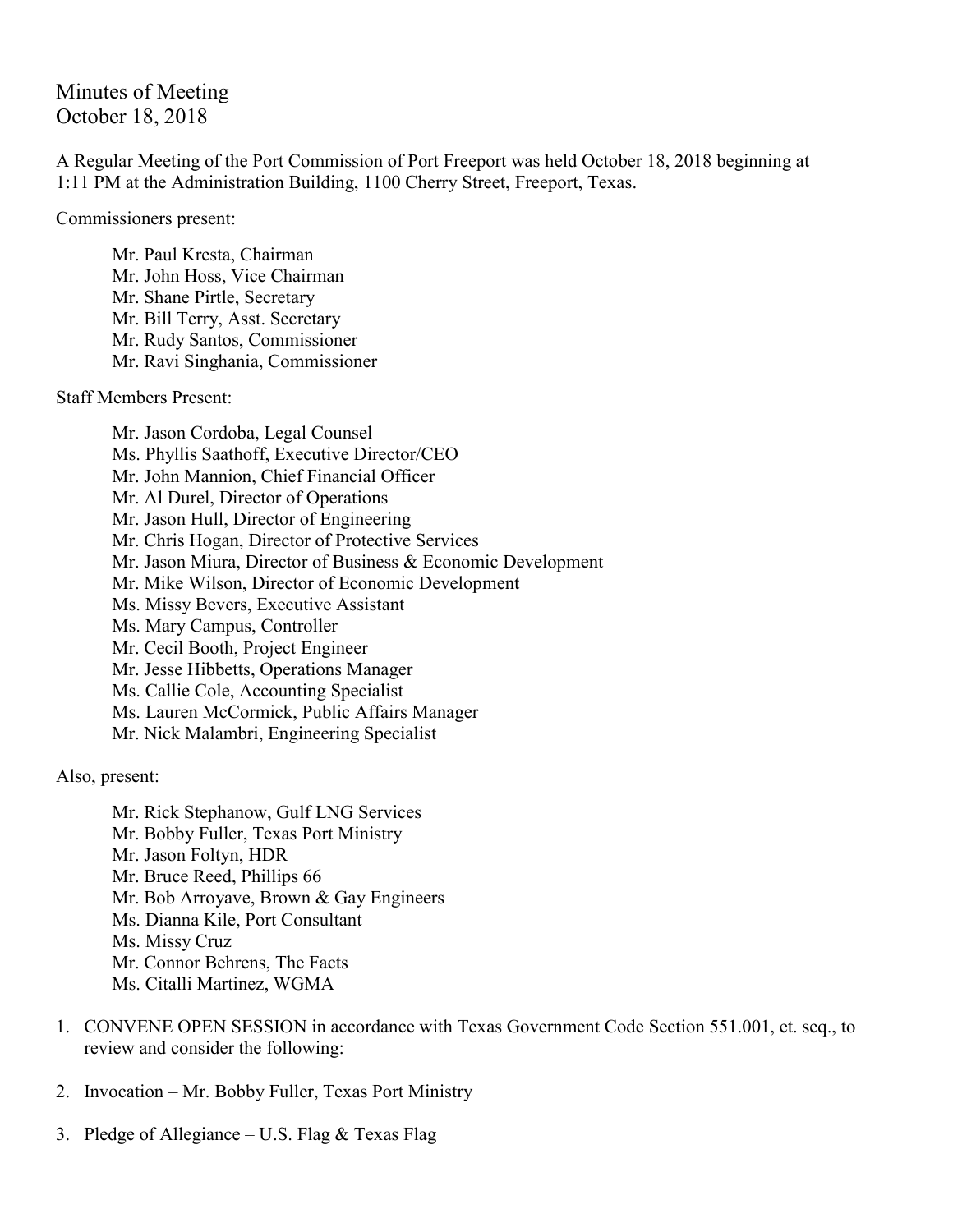Minutes of Meeting
October 18, 2018

A Regular Meeting of the Port Commission of Port Freeport was held October 18, 2018 beginning at 1:11 PM at the Administration Building, 1100 Cherry Street, Freeport, Texas.

Commissioners present:

Mr. Paul Kresta, Chairman
Mr. John Hoss, Vice Chairman
Mr. Shane Pirtle, Secretary
Mr. Bill Terry, Asst. Secretary
Mr. Rudy Santos, Commissioner
Mr. Ravi Singhania, Commissioner

Staff Members Present:

Mr. Jason Cordoba, Legal Counsel
Ms. Phyllis Saathoff, Executive Director/CEO
Mr. John Mannion, Chief Financial Officer
Mr. Al Durel, Director of Operations
Mr. Jason Hull, Director of Engineering
Mr. Chris Hogan, Director of Protective Services
Mr. Jason Miura, Director of Business & Economic Development
Mr. Mike Wilson, Director of Economic Development
Ms. Missy Bevers, Executive Assistant
Ms. Mary Campus, Controller
Mr. Cecil Booth, Project Engineer
Mr. Jesse Hibbetts, Operations Manager
Ms. Callie Cole, Accounting Specialist
Ms. Lauren McCormick, Public Affairs Manager
Mr. Nick Malambri, Engineering Specialist

Also, present:

Mr. Rick Stephanow, Gulf LNG Services
Mr. Bobby Fuller, Texas Port Ministry
Mr. Jason Foltyn, HDR
Mr. Bruce Reed, Phillips 66
Mr. Bob Arroyave, Brown & Gay Engineers
Ms. Dianna Kile, Port Consultant
Ms. Missy Cruz
Mr. Connor Behrens, The Facts
Ms. Citalli Martinez, WGMA

1. CONVENE OPEN SESSION in accordance with Texas Government Code Section 551.001, et. seq., to review and consider the following:

2. Invocation – Mr. Bobby Fuller, Texas Port Ministry

3. Pledge of Allegiance – U.S. Flag & Texas Flag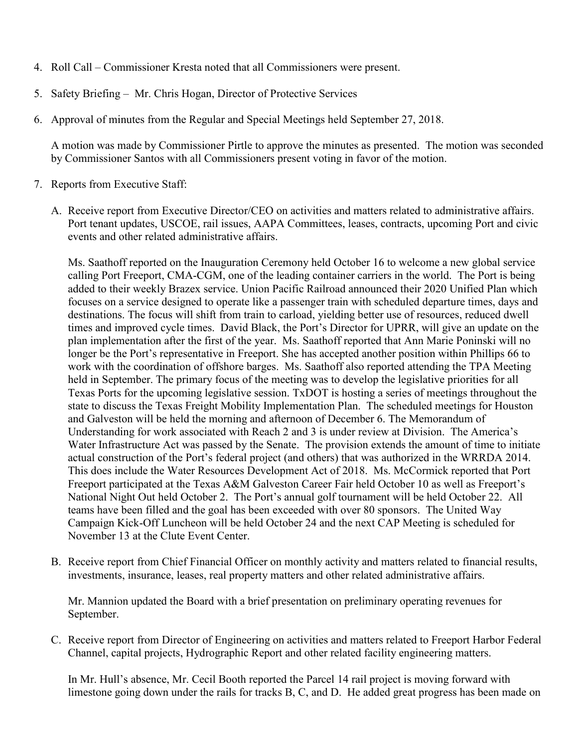4. Roll Call – Commissioner Kresta noted that all Commissioners were present.

5. Safety Briefing – Mr. Chris Hogan, Director of Protective Services

6. Approval of minutes from the Regular and Special Meetings held September 27, 2018.

   A motion was made by Commissioner Pirtle to approve the minutes as presented. The motion was seconded by Commissioner Santos with all Commissioners present voting in favor of the motion.

7. Reports from Executive Staff:

   A. Receive report from Executive Director/CEO on activities and matters related to administrative affairs. Port tenant updates, USCOE, rail issues, AAPA Committees, leases, contracts, upcoming Port and civic events and other related administrative affairs.

      Ms. Saathoff reported on the Inauguration Ceremony held October 16 to welcome a new global service calling Port Freeport, CMA-CGM, one of the leading container carriers in the world. The Port is being added to their weekly Brazex service. Union Pacific Railroad announced their 2020 Unified Plan which focuses on a service designed to operate like a passenger train with scheduled departure times, days and destinations. The focus will shift from train to carload, yielding better use of resources, reduced dwell times and improved cycle times. David Black, the Port's Director for UPRR, will give an update on the plan implementation after the first of the year. Ms. Saathoff reported that Ann Marie Poninski will no longer be the Port's representative in Freeport. She has accepted another position within Phillips 66 to work with the coordination of offshore barges. Ms. Saathoff also reported attending the TPA Meeting held in September. The primary focus of the meeting was to develop the legislative priorities for all Texas Ports for the upcoming legislative session. TxDOT is hosting a series of meetings throughout the state to discuss the Texas Freight Mobility Implementation Plan. The scheduled meetings for Houston and Galveston will be held the morning and afternoon of December 6. The Memorandum of Understanding for work associated with Reach 2 and 3 is under review at Division. The America's Water Infrastructure Act was passed by the Senate. The provision extends the amount of time to initiate actual construction of the Port's federal project (and others) that was authorized in the WRRDA 2014. This does include the Water Resources Development Act of 2018. Ms. McCormick reported that Port Freeport participated at the Texas A&M Galveston Career Fair held October 10 as well as Freeport's National Night Out held October 2. The Port's annual golf tournament will be held October 22. All teams have been filled and the goal has been exceeded with over 80 sponsors. The United Way Campaign Kick-Off Luncheon will be held October 24 and the next CAP Meeting is scheduled for November 13 at the Clute Event Center.

   B. Receive report from Chief Financial Officer on monthly activity and matters related to financial results, investments, insurance, leases, real property matters and other related administrative affairs.

      Mr. Mannion updated the Board with a brief presentation on preliminary operating revenues for September.

   C. Receive report from Director of Engineering on activities and matters related to Freeport Harbor Federal Channel, capital projects, Hydrographic Report and other related facility engineering matters.

      In Mr. Hull's absence, Mr. Cecil Booth reported the Parcel 14 rail project is moving forward with limestone going down under the rails for tracks B, C, and D. He added great progress has been made on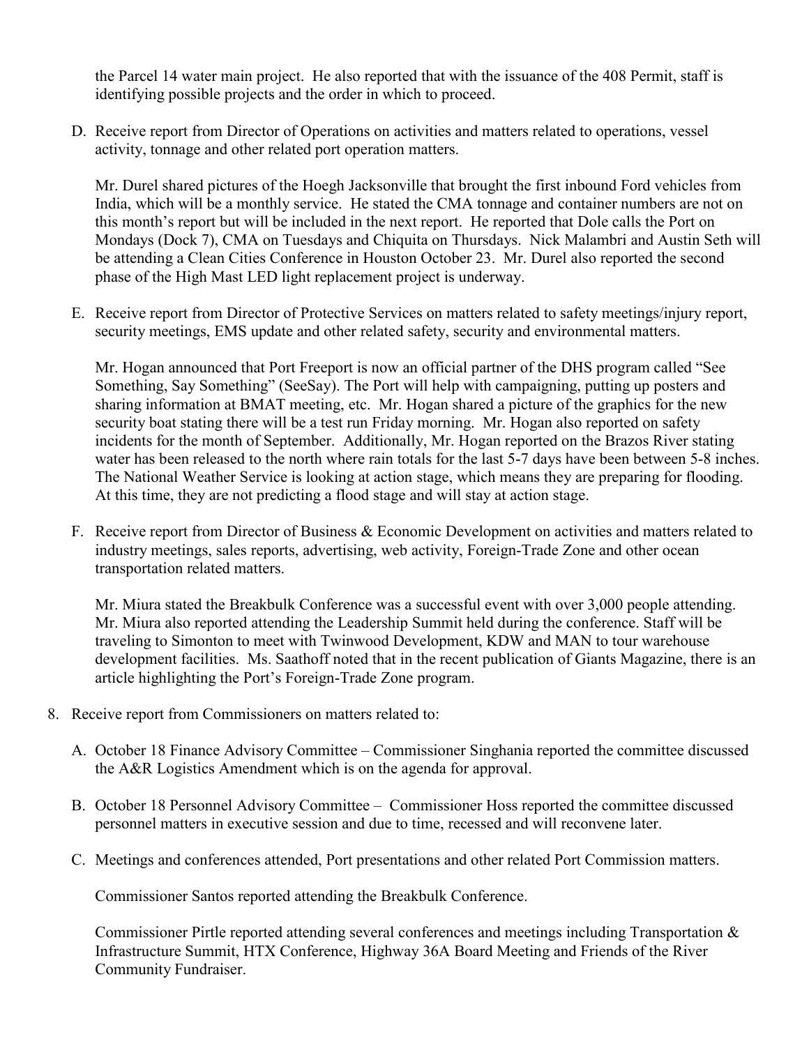the Parcel 14 water main project. He also reported that with the issuance of the 408 Permit, staff is identifying possible projects and the order in which to proceed.

D. Receive report from Director of Operations on activities and matters related to operations, vessel activity, tonnage and other related port operation matters.

   Mr. Durel shared pictures of the Hoegh Jacksonville that brought the first inbound Ford vehicles from India, which will be a monthly service. He stated the CMA tonnage and container numbers are not on this month's report but will be included in the next report. He reported that Dole calls the Port on Mondays (Dock 7), CMA on Tuesdays and Chiquita on Thursdays. Nick Malambri and Austin Seth will be attending a Clean Cities Conference in Houston October 23. Mr. Durel also reported the second phase of the High Mast LED light replacement project is underway.

E. Receive report from Director of Protective Services on matters related to safety meetings/injury report, security meetings, EMS update and other related safety, security and environmental matters.

   Mr. Hogan announced that Port Freeport is now an official partner of the DHS program called "See Something, Say Something" (SeeSay). The Port will help with campaigning, putting up posters and sharing information at BMAT meeting, etc. Mr. Hogan shared a picture of the graphics for the new security boat stating there will be a test run Friday morning. Mr. Hogan also reported on safety incidents for the month of September. Additionally, Mr. Hogan reported on the Brazos River stating water has been released to the north where rain totals for the last 5-7 days have been between 5-8 inches. The National Weather Service is looking at action stage, which means they are preparing for flooding. At this time, they are not predicting a flood stage and will stay at action stage.

F. Receive report from Director of Business & Economic Development on activities and matters related to industry meetings, sales reports, advertising, web activity, Foreign-Trade Zone and other ocean transportation related matters.

   Mr. Miura stated the Breakbulk Conference was a successful event with over 3,000 people attending. Mr. Miura also reported attending the Leadership Summit held during the conference. Staff will be traveling to Simonton to meet with Twinwood Development, KDW and MAN to tour warehouse development facilities. Ms. Saathoff noted that in the recent publication of Giants Magazine, there is an article highlighting the Port's Foreign-Trade Zone program.

8. Receive report from Commissioners on matters related to:

   A. October 18 Finance Advisory Committee – Commissioner Singhania reported the committee discussed the A&R Logistics Amendment which is on the agenda for approval.

   B. October 18 Personnel Advisory Committee – Commissioner Hoss reported the committee discussed personnel matters in executive session and due to time, recessed and will reconvene later.

   C. Meetings and conferences attended, Port presentations and other related Port Commission matters.

      Commissioner Santos reported attending the Breakbulk Conference.

      Commissioner Pirtle reported attending several conferences and meetings including Transportation & Infrastructure Summit, HTX Conference, Highway 36A Board Meeting and Friends of the River Community Fundraiser.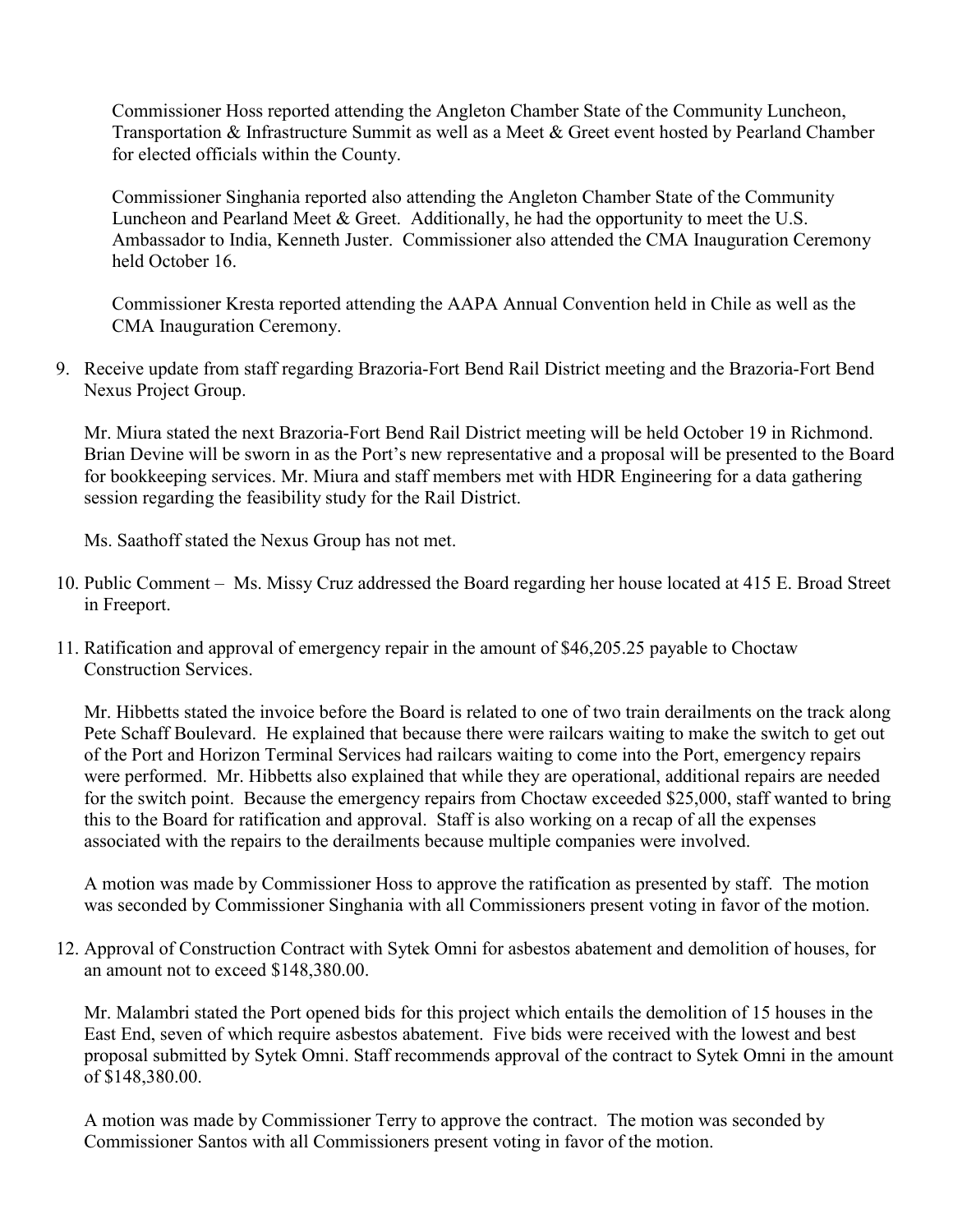Commissioner Hoss reported attending the Angleton Chamber State of the Community Luncheon, Transportation & Infrastructure Summit as well as a Meet & Greet event hosted by Pearland Chamber for elected officials within the County.

Commissioner Singhania reported also attending the Angleton Chamber State of the Community Luncheon and Pearland Meet & Greet. Additionally, he had the opportunity to meet the U.S. Ambassador to India, Kenneth Juster. Commissioner also attended the CMA Inauguration Ceremony held October 16.

Commissioner Kresta reported attending the AAPA Annual Convention held in Chile as well as the CMA Inauguration Ceremony.

9. Receive update from staff regarding Brazoria-Fort Bend Rail District meeting and the Brazoria-Fort Bend Nexus Project Group.

   Mr. Miura stated the next Brazoria-Fort Bend Rail District meeting will be held October 19 in Richmond. Brian Devine will be sworn in as the Port's new representative and a proposal will be presented to the Board for bookkeeping services. Mr. Miura and staff members met with HDR Engineering for a data gathering session regarding the feasibility study for the Rail District.

   Ms. Saathoff stated the Nexus Group has not met.

10. Public Comment – Ms. Missy Cruz addressed the Board regarding her house located at 415 E. Broad Street in Freeport.

11. Ratification and approval of emergency repair in the amount of $46,205.25 payable to Choctaw Construction Services.

    Mr. Hibbetts stated the invoice before the Board is related to one of two train derailments on the track along Pete Schaff Boulevard. He explained that because there were railcars waiting to make the switch to get out of the Port and Horizon Terminal Services had railcars waiting to come into the Port, emergency repairs were performed. Mr. Hibbetts also explained that while they are operational, additional repairs are needed for the switch point. Because the emergency repairs from Choctaw exceeded $25,000, staff wanted to bring this to the Board for ratification and approval. Staff is also working on a recap of all the expenses associated with the repairs to the derailments because multiple companies were involved.

    A motion was made by Commissioner Hoss to approve the ratification as presented by staff. The motion was seconded by Commissioner Singhania with all Commissioners present voting in favor of the motion.

12. Approval of Construction Contract with Sytek Omni for asbestos abatement and demolition of houses, for an amount not to exceed $148,380.00.

    Mr. Malambri stated the Port opened bids for this project which entails the demolition of 15 houses in the East End, seven of which require asbestos abatement. Five bids were received with the lowest and best proposal submitted by Sytek Omni. Staff recommends approval of the contract to Sytek Omni in the amount of $148,380.00.

    A motion was made by Commissioner Terry to approve the contract. The motion was seconded by Commissioner Santos with all Commissioners present voting in favor of the motion.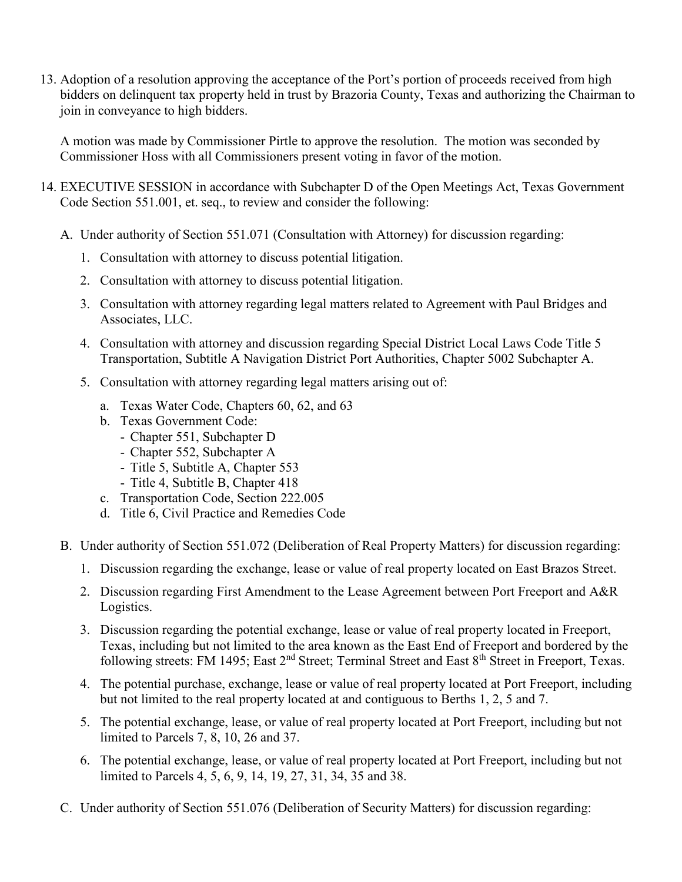13. Adoption of a resolution approving the acceptance of the Port's portion of proceeds received from high bidders on delinquent tax property held in trust by Brazoria County, Texas and authorizing the Chairman to join in conveyance to high bidders.

    A motion was made by Commissioner Pirtle to approve the resolution. The motion was seconded by Commissioner Hoss with all Commissioners present voting in favor of the motion.

14. EXECUTIVE SESSION in accordance with Subchapter D of the Open Meetings Act, Texas Government Code Section 551.001, et. seq., to review and consider the following:

    A. Under authority of Section 551.071 (Consultation with Attorney) for discussion regarding:

        1. Consultation with attorney to discuss potential litigation.

        2. Consultation with attorney to discuss potential litigation.

        3. Consultation with attorney regarding legal matters related to Agreement with Paul Bridges and Associates, LLC.

        4. Consultation with attorney and discussion regarding Special District Local Laws Code Title 5 Transportation, Subtitle A Navigation District Port Authorities, Chapter 5002 Subchapter A.

        5. Consultation with attorney regarding legal matters arising out of:

            a. Texas Water Code, Chapters 60, 62, and 63
            b. Texas Government Code:
                - Chapter 551, Subchapter D
                - Chapter 552, Subchapter A
                - Title 5, Subtitle A, Chapter 553
                - Title 4, Subtitle B, Chapter 418
            c. Transportation Code, Section 222.005
            d. Title 6, Civil Practice and Remedies Code

    B. Under authority of Section 551.072 (Deliberation of Real Property Matters) for discussion regarding:

        1. Discussion regarding the exchange, lease or value of real property located on East Brazos Street.

        2. Discussion regarding First Amendment to the Lease Agreement between Port Freeport and A&R Logistics.

        3. Discussion regarding the potential exchange, lease or value of real property located in Freeport, Texas, including but not limited to the area known as the East End of Freeport and bordered by the following streets: FM 1495; East 2nd Street; Terminal Street and East 8th Street in Freeport, Texas.

        4. The potential purchase, exchange, lease or value of real property located at Port Freeport, including but not limited to the real property located at and contiguous to Berths 1, 2, 5 and 7.

        5. The potential exchange, lease, or value of real property located at Port Freeport, including but not limited to Parcels 7, 8, 10, 26 and 37.

        6. The potential exchange, lease, or value of real property located at Port Freeport, including but not limited to Parcels 4, 5, 6, 9, 14, 19, 27, 31, 34, 35 and 38.

    C. Under authority of Section 551.076 (Deliberation of Security Matters) for discussion regarding: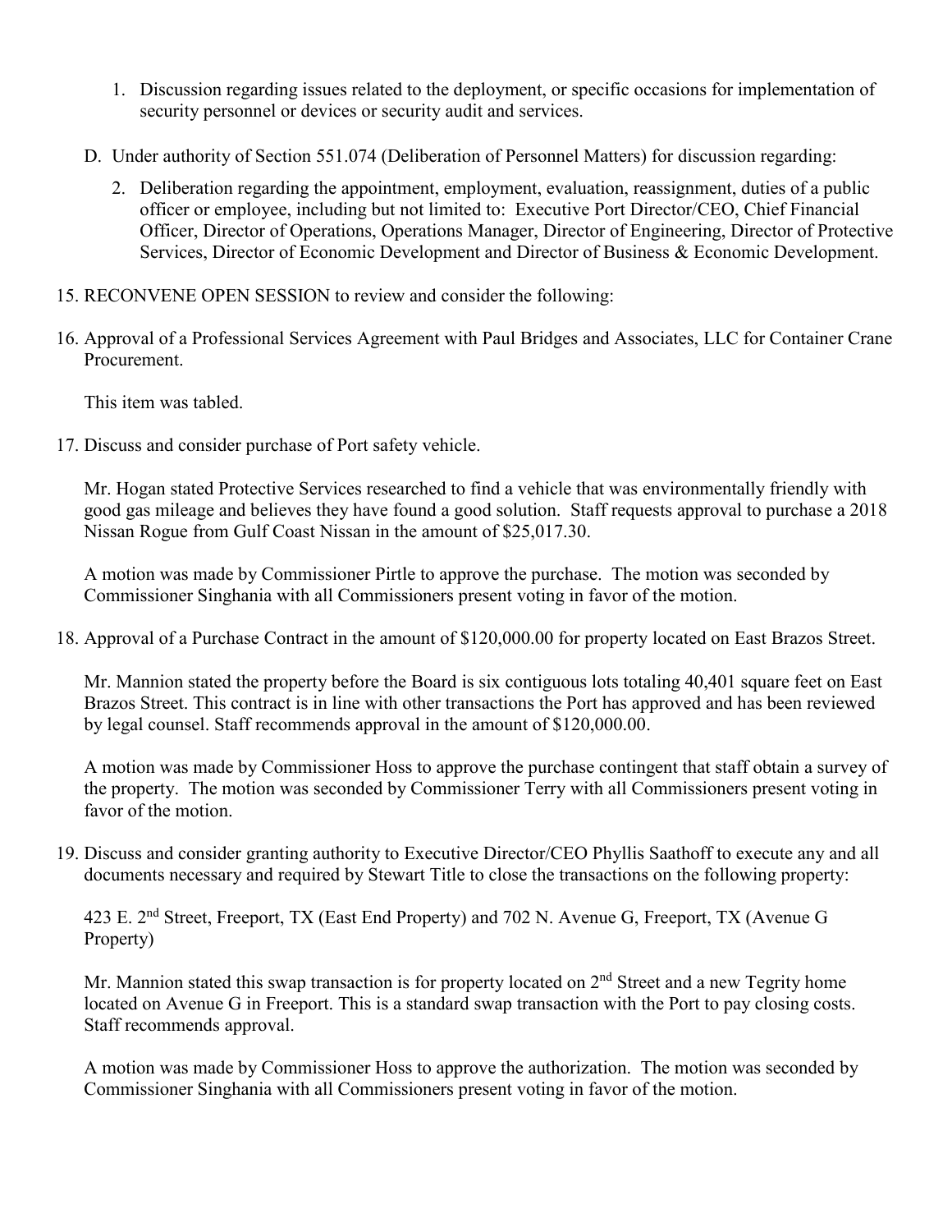1. Discussion regarding issues related to the deployment, or specific occasions for implementation of security personnel or devices or security audit and services.

D. Under authority of Section 551.074 (Deliberation of Personnel Matters) for discussion regarding:

2. Deliberation regarding the appointment, employment, evaluation, reassignment, duties of a public officer or employee, including but not limited to: Executive Port Director/CEO, Chief Financial Officer, Director of Operations, Operations Manager, Director of Engineering, Director of Protective Services, Director of Economic Development and Director of Business & Economic Development.

15. RECONVENE OPEN SESSION to review and consider the following:

16. Approval of a Professional Services Agreement with Paul Bridges and Associates, LLC for Container Crane Procurement.

    This item was tabled.

17. Discuss and consider purchase of Port safety vehicle.

    Mr. Hogan stated Protective Services researched to find a vehicle that was environmentally friendly with good gas mileage and believes they have found a good solution. Staff requests approval to purchase a 2018 Nissan Rogue from Gulf Coast Nissan in the amount of $25,017.30.

    A motion was made by Commissioner Pirtle to approve the purchase. The motion was seconded by Commissioner Singhania with all Commissioners present voting in favor of the motion.

18. Approval of a Purchase Contract in the amount of $120,000.00 for property located on East Brazos Street.

    Mr. Mannion stated the property before the Board is six contiguous lots totaling 40,401 square feet on East Brazos Street. This contract is in line with other transactions the Port has approved and has been reviewed by legal counsel. Staff recommends approval in the amount of $120,000.00.

    A motion was made by Commissioner Hoss to approve the purchase contingent that staff obtain a survey of the property. The motion was seconded by Commissioner Terry with all Commissioners present voting in favor of the motion.

19. Discuss and consider granting authority to Executive Director/CEO Phyllis Saathoff to execute any and all documents necessary and required by Stewart Title to close the transactions on the following property:

    423 E. 2nd Street, Freeport, TX (East End Property) and 702 N. Avenue G, Freeport, TX (Avenue G Property)

    Mr. Mannion stated this swap transaction is for property located on 2nd Street and a new Tegrity home located on Avenue G in Freeport. This is a standard swap transaction with the Port to pay closing costs. Staff recommends approval.

    A motion was made by Commissioner Hoss to approve the authorization. The motion was seconded by Commissioner Singhania with all Commissioners present voting in favor of the motion.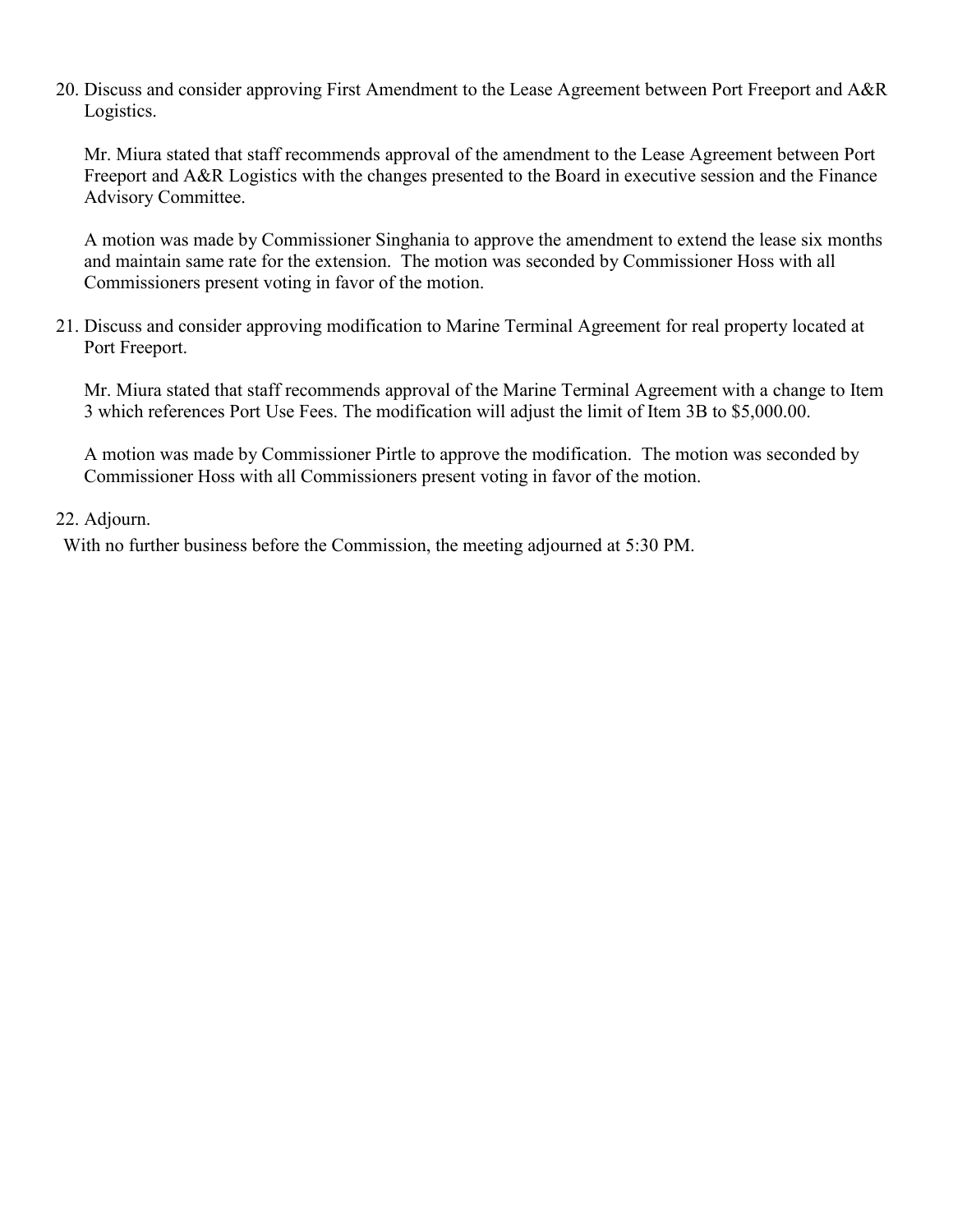20. Discuss and consider approving First Amendment to the Lease Agreement between Port Freeport and A&R Logistics.

    Mr. Miura stated that staff recommends approval of the amendment to the Lease Agreement between Port Freeport and A&R Logistics with the changes presented to the Board in executive session and the Finance Advisory Committee.

    A motion was made by Commissioner Singhania to approve the amendment to extend the lease six months and maintain same rate for the extension. The motion was seconded by Commissioner Hoss with all Commissioners present voting in favor of the motion.

21. Discuss and consider approving modification to Marine Terminal Agreement for real property located at Port Freeport.

    Mr. Miura stated that staff recommends approval of the Marine Terminal Agreement with a change to Item 3 which references Port Use Fees. The modification will adjust the limit of Item 3B to $5,000.00.

    A motion was made by Commissioner Pirtle to approve the modification. The motion was seconded by Commissioner Hoss with all Commissioners present voting in favor of the motion.

22. Adjourn.

With no further business before the Commission, the meeting adjourned at 5:30 PM.